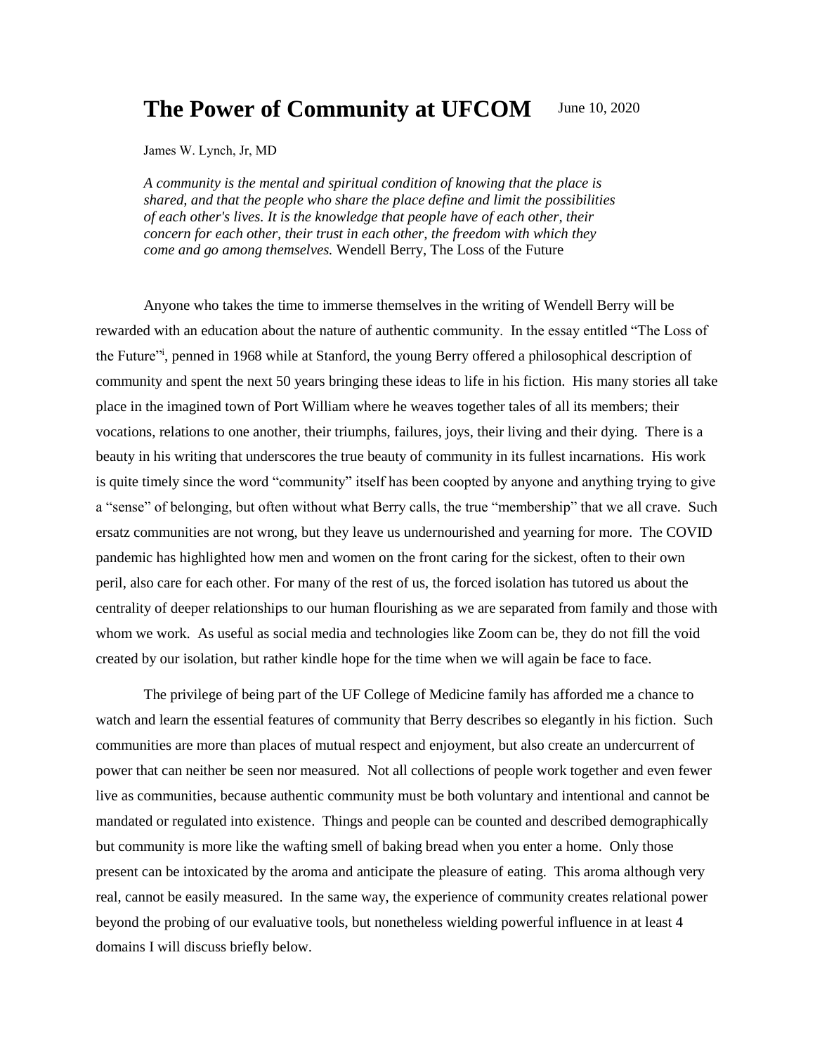# The Power of Community at UFCOM

June 10, 2020

James W. Lynch, Jr, MD

*A community is the mental and spiritual condition of knowing that the place is shared, and that the people who share the place define and limit the possibilities of each other's lives. It is the knowledge that people have of each other, their concern for each other, their trust in each other, the freedom with which they come and go among themselves.* Wendell Berry, The Loss of the Future

Anyone who takes the time to immerse themselves in the writing of Wendell Berry will be rewarded with an education about the nature of authentic community. In the essay entitled "The Loss of the Future"[i], penned in 1968 while at Stanford, the young Berry offered a philosophical description of community and spent the next 50 years bringing these ideas to life in his fiction. His many stories all take place in the imagined town of Port William where he weaves together tales of all its members; their vocations, relations to one another, their triumphs, failures, joys, their living and their dying. There is a beauty in his writing that underscores the true beauty of community in its fullest incarnations. His work is quite timely since the word "community" itself has been coopted by anyone and anything trying to give a "sense" of belonging, but often without what Berry calls, the true "membership" that we all crave. Such ersatz communities are not wrong, but they leave us undernourished and yearning for more. The COVID pandemic has highlighted how men and women on the front caring for the sickest, often to their own peril, also care for each other. For many of the rest of us, the forced isolation has tutored us about the centrality of deeper relationships to our human flourishing as we are separated from family and those with whom we work. As useful as social media and technologies like Zoom can be, they do not fill the void created by our isolation, but rather kindle hope for the time when we will again be face to face.

The privilege of being part of the UF College of Medicine family has afforded me a chance to watch and learn the essential features of community that Berry describes so elegantly in his fiction. Such communities are more than places of mutual respect and enjoyment, but also create an undercurrent of power that can neither be seen nor measured. Not all collections of people work together and even fewer live as communities, because authentic community must be both voluntary and intentional and cannot be mandated or regulated into existence. Things and people can be counted and described demographically but community is more like the wafting smell of baking bread when you enter a home. Only those present can be intoxicated by the aroma and anticipate the pleasure of eating. This aroma although very real, cannot be easily measured. In the same way, the experience of community creates relational power beyond the probing of our evaluative tools, but nonetheless wielding powerful influence in at least 4 domains I will discuss briefly below.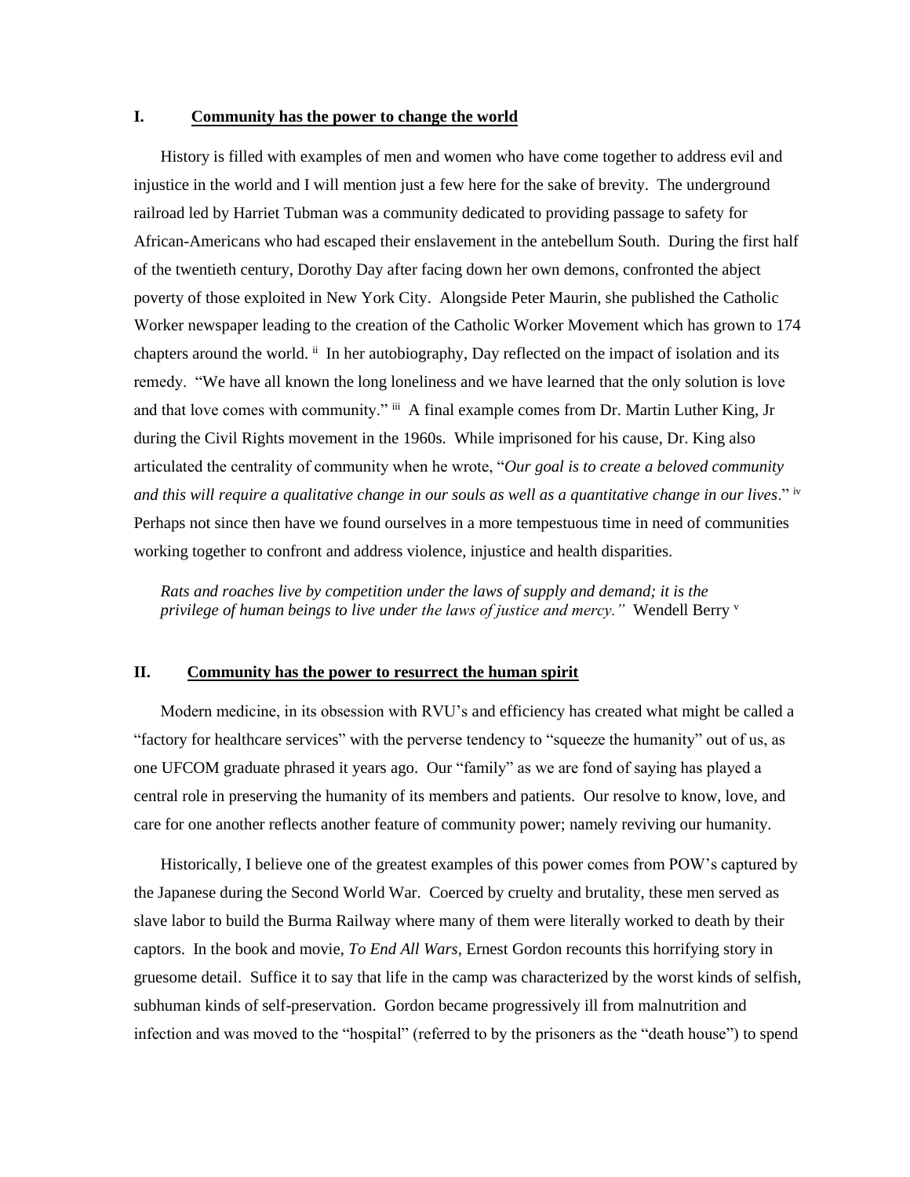## I. Community has the power to change the world

History is filled with examples of men and women who have come together to address evil and injustice in the world and I will mention just a few here for the sake of brevity. The underground railroad led by Harriet Tubman was a community dedicated to providing passage to safety for African-Americans who had escaped their enslavement in the antebellum South. During the first half of the twentieth century, Dorothy Day after facing down her own demons, confronted the abject poverty of those exploited in New York City. Alongside Peter Maurin, she published the Catholic Worker newspaper leading to the creation of the Catholic Worker Movement which has grown to 174 chapters around the world. [ii] In her autobiography, Day reflected on the impact of isolation and its remedy. "We have all known the long loneliness and we have learned that the only solution is love and that love comes with community." [iii] A final example comes from Dr. Martin Luther King, Jr during the Civil Rights movement in the 1960s. While imprisoned for his cause, Dr. King also articulated the centrality of community when he wrote, "*Our goal is to create a beloved community and this will require a qualitative change in our souls as well as a quantitative change in our lives*." [iv] Perhaps not since then have we found ourselves in a more tempestuous time in need of communities working together to confront and address violence, injustice and health disparities.

> *Rats and roaches live by competition under the laws of supply and demand; it is the privilege of human beings to live under the laws of justice and mercy."* Wendell Berry [v]

## II. Community has the power to resurrect the human spirit

Modern medicine, in its obsession with RVU's and efficiency has created what might be called a "factory for healthcare services" with the perverse tendency to "squeeze the humanity" out of us, as one UFCOM graduate phrased it years ago. Our "family" as we are fond of saying has played a central role in preserving the humanity of its members and patients. Our resolve to know, love, and care for one another reflects another feature of community power; namely reviving our humanity.

Historically, I believe one of the greatest examples of this power comes from POW's captured by the Japanese during the Second World War. Coerced by cruelty and brutality, these men served as slave labor to build the Burma Railway where many of them were literally worked to death by their captors. In the book and movie, *To End All Wars*, Ernest Gordon recounts this horrifying story in gruesome detail. Suffice it to say that life in the camp was characterized by the worst kinds of selfish, subhuman kinds of self-preservation. Gordon became progressively ill from malnutrition and infection and was moved to the "hospital" (referred to by the prisoners as the "death house") to spend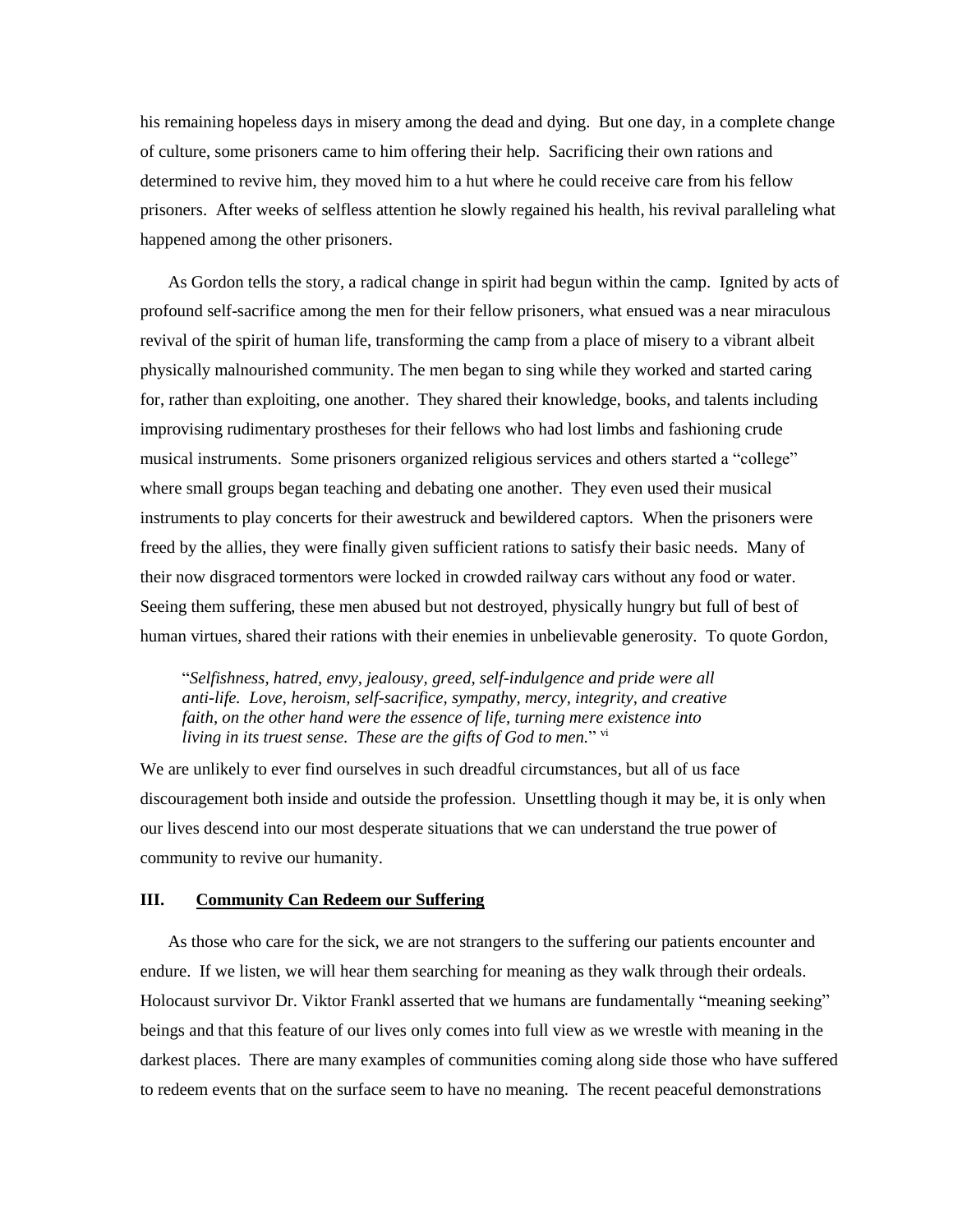his remaining hopeless days in misery among the dead and dying. But one day, in a complete change of culture, some prisoners came to him offering their help. Sacrificing their own rations and determined to revive him, they moved him to a hut where he could receive care from his fellow prisoners. After weeks of selfless attention he slowly regained his health, his revival paralleling what happened among the other prisoners.

As Gordon tells the story, a radical change in spirit had begun within the camp. Ignited by acts of profound self-sacrifice among the men for their fellow prisoners, what ensued was a near miraculous revival of the spirit of human life, transforming the camp from a place of misery to a vibrant albeit physically malnourished community. The men began to sing while they worked and started caring for, rather than exploiting, one another. They shared their knowledge, books, and talents including improvising rudimentary prostheses for their fellows who had lost limbs and fashioning crude musical instruments. Some prisoners organized religious services and others started a "college" where small groups began teaching and debating one another. They even used their musical instruments to play concerts for their awestruck and bewildered captors. When the prisoners were freed by the allies, they were finally given sufficient rations to satisfy their basic needs. Many of their now disgraced tormentors were locked in crowded railway cars without any food or water. Seeing them suffering, these men abused but not destroyed, physically hungry but full of best of human virtues, shared their rations with their enemies in unbelievable generosity. To quote Gordon,

> "*Selfishness, hatred, envy, jealousy, greed, self-indulgence and pride were all anti-life. Love, heroism, self-sacrifice, sympathy, mercy, integrity, and creative faith, on the other hand were the essence of life, turning mere existence into living in its truest sense. These are the gifts of God to men.*" [vi]

We are unlikely to ever find ourselves in such dreadful circumstances, but all of us face discouragement both inside and outside the profession. Unsettling though it may be, it is only when our lives descend into our most desperate situations that we can understand the true power of community to revive our humanity.

## III. Community Can Redeem our Suffering

As those who care for the sick, we are not strangers to the suffering our patients encounter and endure. If we listen, we will hear them searching for meaning as they walk through their ordeals. Holocaust survivor Dr. Viktor Frankl asserted that we humans are fundamentally "meaning seeking" beings and that this feature of our lives only comes into full view as we wrestle with meaning in the darkest places. There are many examples of communities coming along side those who have suffered to redeem events that on the surface seem to have no meaning. The recent peaceful demonstrations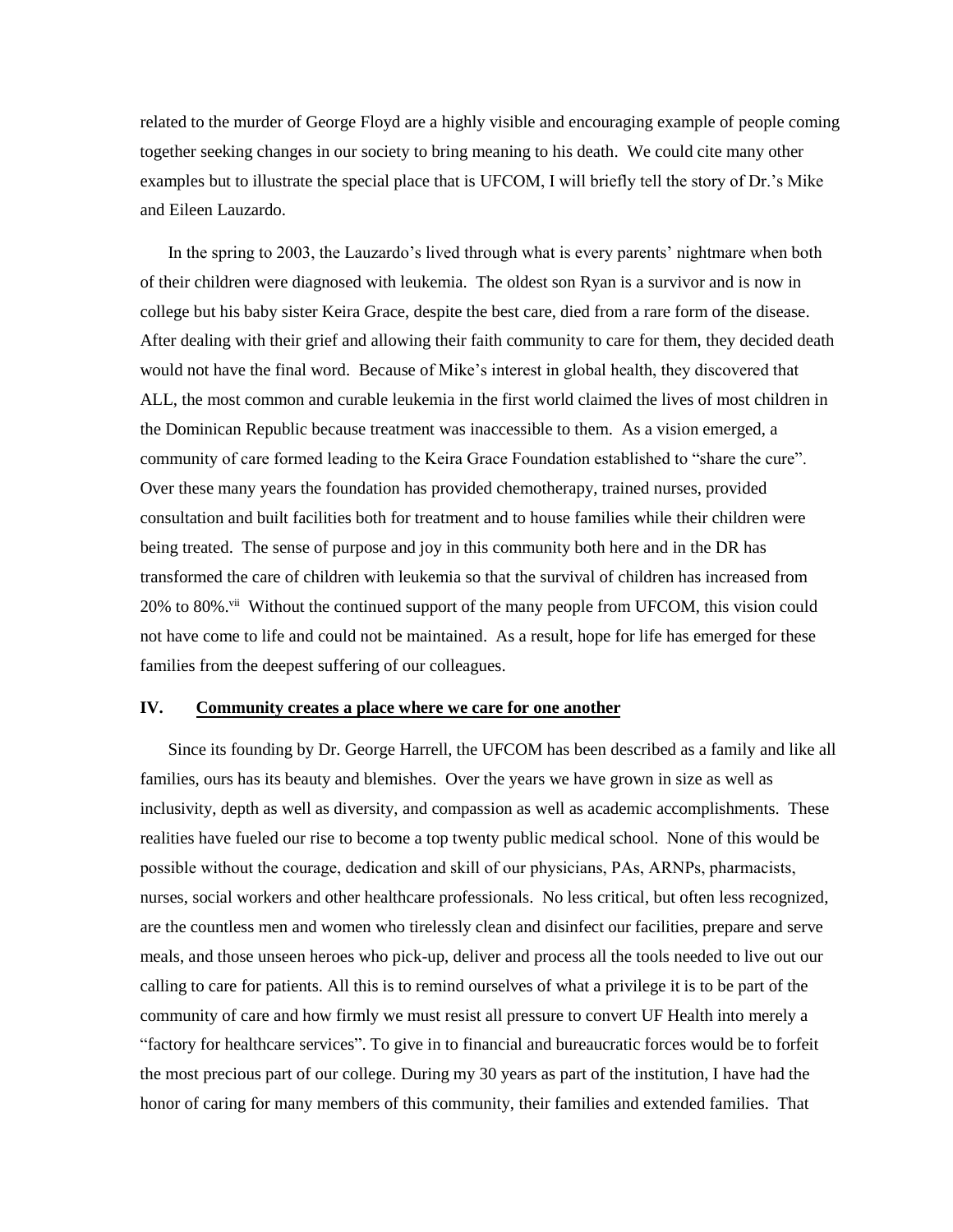related to the murder of George Floyd are a highly visible and encouraging example of people coming together seeking changes in our society to bring meaning to his death. We could cite many other examples but to illustrate the special place that is UFCOM, I will briefly tell the story of Dr.'s Mike and Eileen Lauzardo.

In the spring to 2003, the Lauzardo's lived through what is every parents' nightmare when both of their children were diagnosed with leukemia. The oldest son Ryan is a survivor and is now in college but his baby sister Keira Grace, despite the best care, died from a rare form of the disease. After dealing with their grief and allowing their faith community to care for them, they decided death would not have the final word. Because of Mike's interest in global health, they discovered that ALL, the most common and curable leukemia in the first world claimed the lives of most children in the Dominican Republic because treatment was inaccessible to them. As a vision emerged, a community of care formed leading to the Keira Grace Foundation established to "share the cure". Over these many years the foundation has provided chemotherapy, trained nurses, provided consultation and built facilities both for treatment and to house families while their children were being treated. The sense of purpose and joy in this community both here and in the DR has transformed the care of children with leukemia so that the survival of children has increased from 20% to 80%.[vii] Without the continued support of the many people from UFCOM, this vision could not have come to life and could not be maintained. As a result, hope for life has emerged for these families from the deepest suffering of our colleagues.

## IV. Community creates a place where we care for one another

Since its founding by Dr. George Harrell, the UFCOM has been described as a family and like all families, ours has its beauty and blemishes. Over the years we have grown in size as well as inclusivity, depth as well as diversity, and compassion as well as academic accomplishments. These realities have fueled our rise to become a top twenty public medical school. None of this would be possible without the courage, dedication and skill of our physicians, PAs, ARNPs, pharmacists, nurses, social workers and other healthcare professionals. No less critical, but often less recognized, are the countless men and women who tirelessly clean and disinfect our facilities, prepare and serve meals, and those unseen heroes who pick-up, deliver and process all the tools needed to live out our calling to care for patients. All this is to remind ourselves of what a privilege it is to be part of the community of care and how firmly we must resist all pressure to convert UF Health into merely a "factory for healthcare services". To give in to financial and bureaucratic forces would be to forfeit the most precious part of our college. During my 30 years as part of the institution, I have had the honor of caring for many members of this community, their families and extended families. That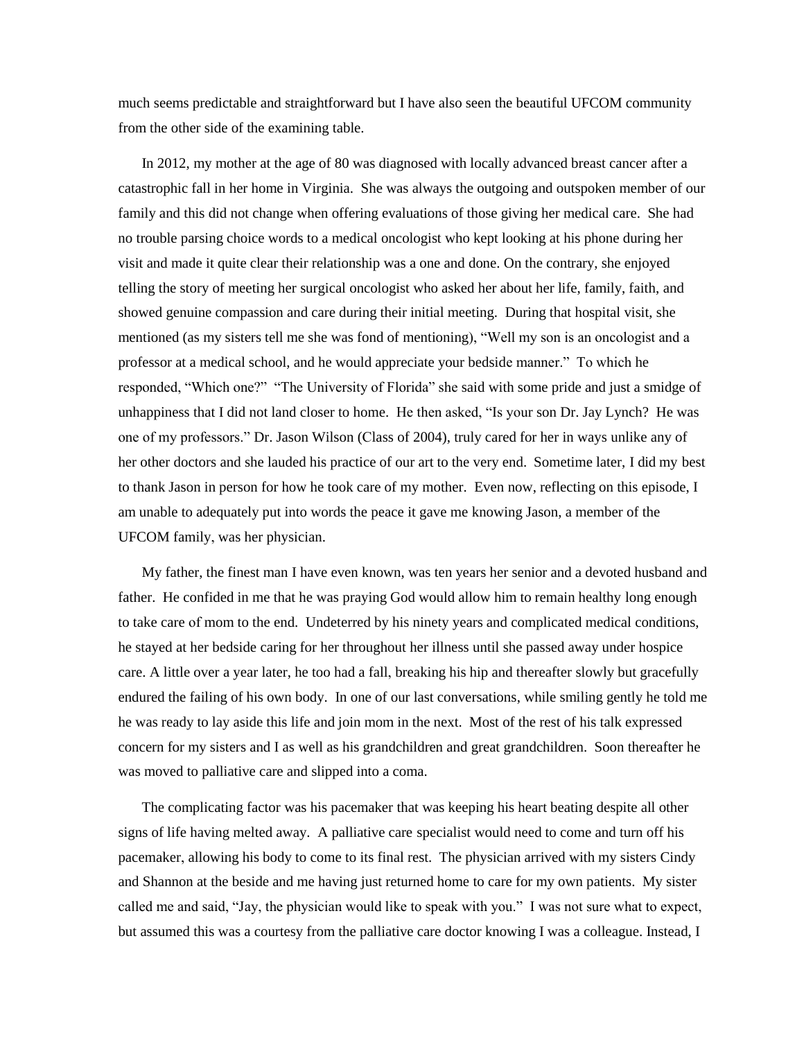much seems predictable and straightforward but I have also seen the beautiful UFCOM community from the other side of the examining table.

In 2012, my mother at the age of 80 was diagnosed with locally advanced breast cancer after a catastrophic fall in her home in Virginia. She was always the outgoing and outspoken member of our family and this did not change when offering evaluations of those giving her medical care. She had no trouble parsing choice words to a medical oncologist who kept looking at his phone during her visit and made it quite clear their relationship was a one and done. On the contrary, she enjoyed telling the story of meeting her surgical oncologist who asked her about her life, family, faith, and showed genuine compassion and care during their initial meeting. During that hospital visit, she mentioned (as my sisters tell me she was fond of mentioning), "Well my son is an oncologist and a professor at a medical school, and he would appreciate your bedside manner." To which he responded, "Which one?" "The University of Florida" she said with some pride and just a smidge of unhappiness that I did not land closer to home. He then asked, "Is your son Dr. Jay Lynch? He was one of my professors." Dr. Jason Wilson (Class of 2004), truly cared for her in ways unlike any of her other doctors and she lauded his practice of our art to the very end. Sometime later, I did my best to thank Jason in person for how he took care of my mother. Even now, reflecting on this episode, I am unable to adequately put into words the peace it gave me knowing Jason, a member of the UFCOM family, was her physician.

My father, the finest man I have even known, was ten years her senior and a devoted husband and father. He confided in me that he was praying God would allow him to remain healthy long enough to take care of mom to the end. Undeterred by his ninety years and complicated medical conditions, he stayed at her bedside caring for her throughout her illness until she passed away under hospice care. A little over a year later, he too had a fall, breaking his hip and thereafter slowly but gracefully endured the failing of his own body. In one of our last conversations, while smiling gently he told me he was ready to lay aside this life and join mom in the next. Most of the rest of his talk expressed concern for my sisters and I as well as his grandchildren and great grandchildren. Soon thereafter he was moved to palliative care and slipped into a coma.

The complicating factor was his pacemaker that was keeping his heart beating despite all other signs of life having melted away. A palliative care specialist would need to come and turn off his pacemaker, allowing his body to come to its final rest. The physician arrived with my sisters Cindy and Shannon at the beside and me having just returned home to care for my own patients. My sister called me and said, "Jay, the physician would like to speak with you." I was not sure what to expect, but assumed this was a courtesy from the palliative care doctor knowing I was a colleague. Instead, I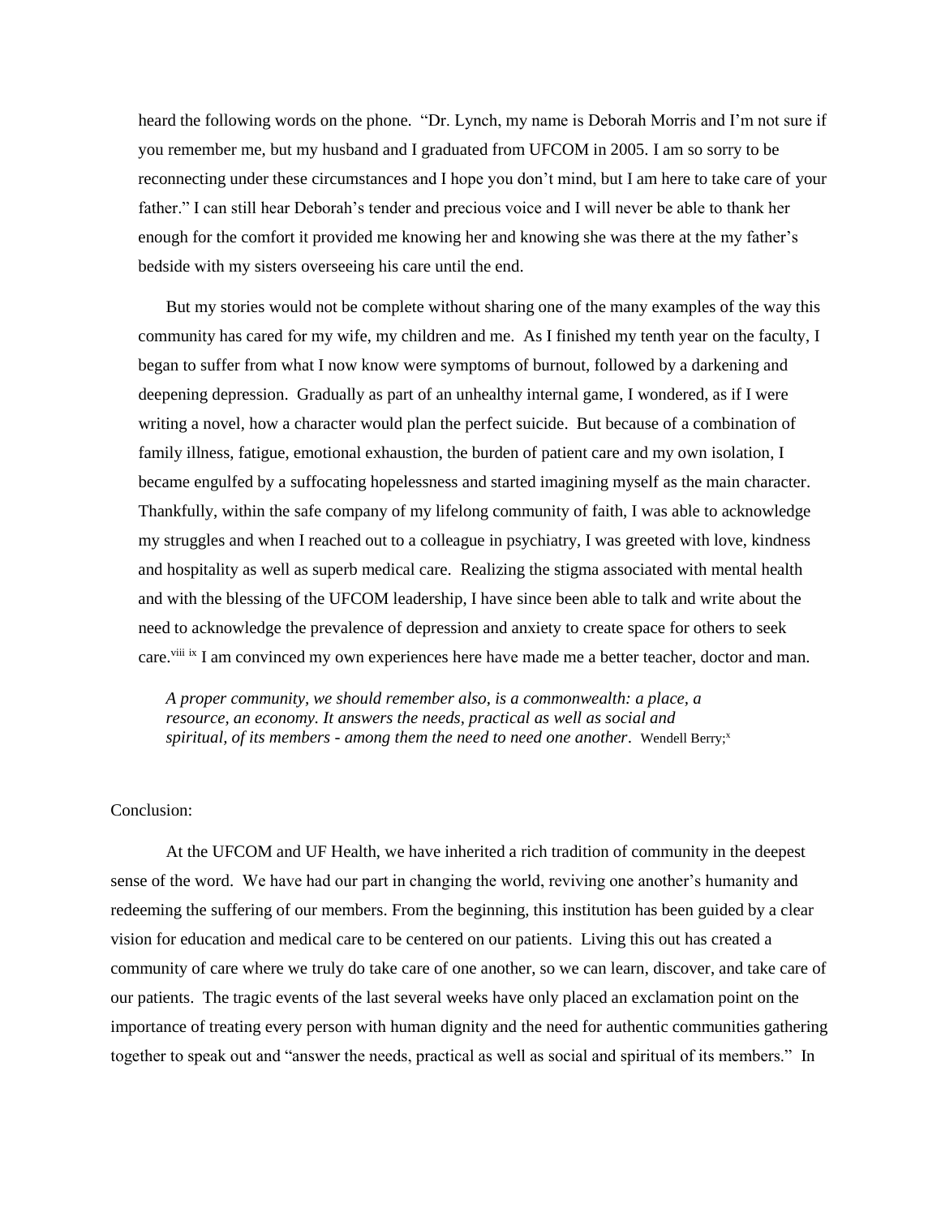heard the following words on the phone. "Dr. Lynch, my name is Deborah Morris and I'm not sure if you remember me, but my husband and I graduated from UFCOM in 2005. I am so sorry to be reconnecting under these circumstances and I hope you don't mind, but I am here to take care of your father." I can still hear Deborah's tender and precious voice and I will never be able to thank her enough for the comfort it provided me knowing her and knowing she was there at the my father's bedside with my sisters overseeing his care until the end.

But my stories would not be complete without sharing one of the many examples of the way this community has cared for my wife, my children and me. As I finished my tenth year on the faculty, I began to suffer from what I now know were symptoms of burnout, followed by a darkening and deepening depression. Gradually as part of an unhealthy internal game, I wondered, as if I were writing a novel, how a character would plan the perfect suicide. But because of a combination of family illness, fatigue, emotional exhaustion, the burden of patient care and my own isolation, I became engulfed by a suffocating hopelessness and started imagining myself as the main character. Thankfully, within the safe company of my lifelong community of faith, I was able to acknowledge my struggles and when I reached out to a colleague in psychiatry, I was greeted with love, kindness and hospitality as well as superb medical care. Realizing the stigma associated with mental health and with the blessing of the UFCOM leadership, I have since been able to talk and write about the need to acknowledge the prevalence of depression and anxiety to create space for others to seek care.[viii] [ix] I am convinced my own experiences here have made me a better teacher, doctor and man.

> *A proper community, we should remember also, is a commonwealth: a place, a resource, an economy. It answers the needs, practical as well as social and spiritual, of its members - among them the need to need one another*. Wendell Berry;[x]

Conclusion:

At the UFCOM and UF Health, we have inherited a rich tradition of community in the deepest sense of the word. We have had our part in changing the world, reviving one another's humanity and redeeming the suffering of our members. From the beginning, this institution has been guided by a clear vision for education and medical care to be centered on our patients. Living this out has created a community of care where we truly do take care of one another, so we can learn, discover, and take care of our patients. The tragic events of the last several weeks have only placed an exclamation point on the importance of treating every person with human dignity and the need for authentic communities gathering together to speak out and "answer the needs, practical as well as social and spiritual of its members." In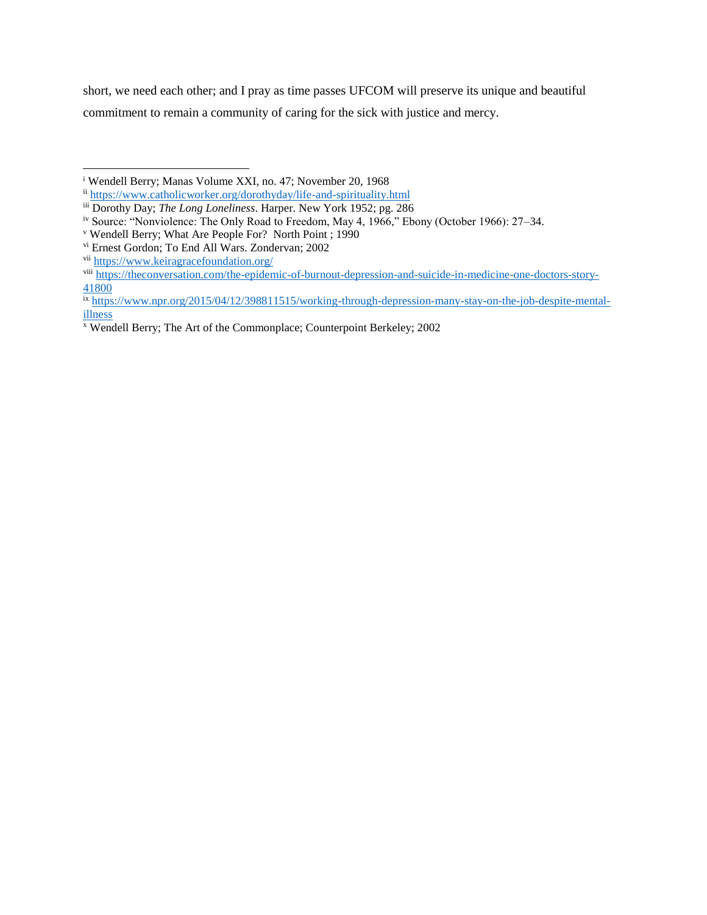short, we need each other; and I pray as time passes UFCOM will preserve its unique and beautiful commitment to remain a community of caring for the sick with justice and mercy.

---

[i] Wendell Berry; Manas Volume XXI, no. 47; November 20, 1968

[ii] https://www.catholicworker.org/dorothyday/life-and-spirituality.html

[iii] Dorothy Day; *The Long Loneliness*. Harper. New York 1952; pg. 286

[iv] Source: "Nonviolence: The Only Road to Freedom, May 4, 1966," Ebony (October 1966): 27–34.

[v] Wendell Berry; What Are People For? North Point ; 1990

[vi] Ernest Gordon; To End All Wars. Zondervan; 2002

[vii] https://www.keiragracefoundation.org/

[viii] https://theconversation.com/the-epidemic-of-burnout-depression-and-suicide-in-medicine-one-doctors-story-41800

[ix] https://www.npr.org/2015/04/12/398811515/working-through-depression-many-stay-on-the-job-despite-mental-illness

[x] Wendell Berry; The Art of the Commonplace; Counterpoint Berkeley; 2002